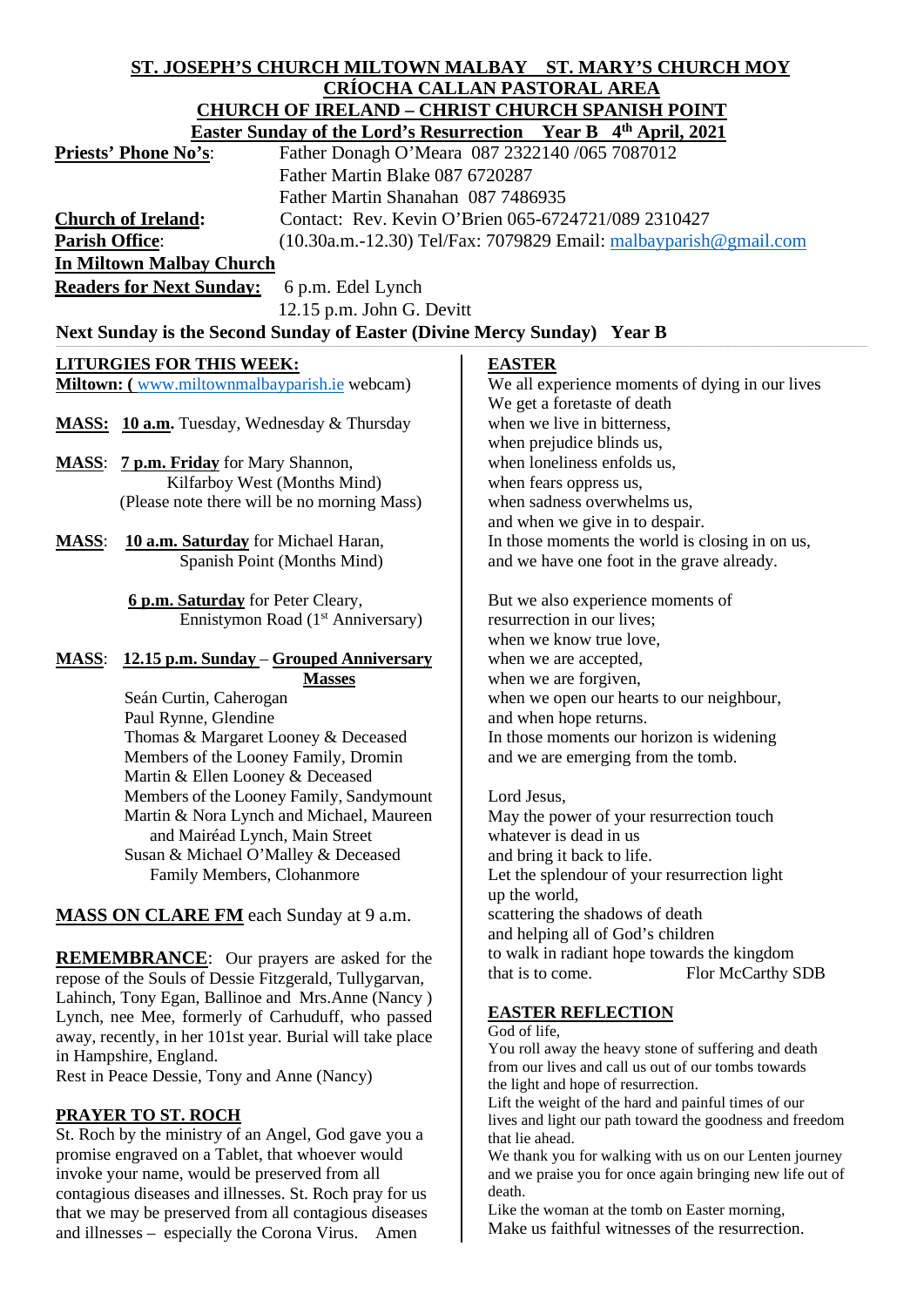**ST. JOSEPH'S CHURCH MILTOWN MALBAY ST. MARY'S CHURCH MOY**
**CRÍOCHA CALLAN PASTORAL AREA**
**CHURCH OF IRELAND – CHRIST CHURCH SPANISH POINT**
**Easter Sunday of the Lord's Resurrection Year B 4th April, 2021**

**Priests' Phone No's**: Father Donagh O'Meara 087 2322140 /065 7087012
Father Martin Blake 087 6720287
Father Martin Shanahan 087 7486935

**Church of Ireland:** Contact: Rev. Kevin O'Brien 065-6724721/089 2310427

**Parish Office**: (10.30a.m.-12.30) Tel/Fax: 7079829 Email: malbayparish@gmail.com

**In Miltown Malbay Church**

**Readers for Next Sunday:** 6 p.m. Edel Lynch
12.15 p.m. John G. Devitt

**Next Sunday is the Second Sunday of Easter (Divine Mercy Sunday) Year B**

## LITURGIES FOR THIS WEEK:

**Miltown: (** www.miltownmalbayparish.ie webcam)

**MASS:** **10 a.m.** Tuesday, Wednesday & Thursday

**MASS**: **7 p.m. Friday** for Mary Shannon, Kilfarboy West (Months Mind)
(Please note there will be no morning Mass)

**MASS**: **10 a.m. Saturday** for Michael Haran, Spanish Point (Months Mind)

**6 p.m. Saturday** for Peter Cleary, Ennistymon Road (1st Anniversary)

**MASS**: **12.15 p.m. Sunday** – **Grouped Anniversary Masses**

Seán Curtin, Caherogan
Paul Rynne, Glendine
Thomas & Margaret Looney & Deceased Members of the Looney Family, Dromin
Martin & Ellen Looney & Deceased Members of the Looney Family, Sandymount
Martin & Nora Lynch and Michael, Maureen and Mairéad Lynch, Main Street
Susan & Michael O'Malley & Deceased Family Members, Clohanmore

**MASS ON CLARE FM** each Sunday at 9 a.m.

**REMEMBRANCE**: Our prayers are asked for the repose of the Souls of Dessie Fitzgerald, Tullygarvan, Lahinch, Tony Egan, Ballinoe and Mrs.Anne (Nancy ) Lynch, nee Mee, formerly of Carhuduff, who passed away, recently, in her 101st year. Burial will take place in Hampshire, England.
Rest in Peace Dessie, Tony and Anne (Nancy)

## PRAYER TO ST. ROCH

St. Roch by the ministry of an Angel, God gave you a promise engraved on a Tablet, that whoever would invoke your name, would be preserved from all contagious diseases and illnesses. St. Roch pray for us that we may be preserved from all contagious diseases and illnesses – especially the Corona Virus. Amen

## EASTER

We all experience moments of dying in our lives
We get a foretaste of death
when we live in bitterness,
when prejudice blinds us,
when loneliness enfolds us,
when fears oppress us,
when sadness overwhelms us,
and when we give in to despair.
In those moments the world is closing in on us,
and we have one foot in the grave already.

But we also experience moments of
resurrection in our lives;
when we know true love,
when we are accepted,
when we are forgiven,
when we open our hearts to our neighbour,
and when hope returns.
In those moments our horizon is widening
and we are emerging from the tomb.

Lord Jesus,
May the power of your resurrection touch
whatever is dead in us
and bring it back to life.
Let the splendour of your resurrection light
up the world,
scattering the shadows of death
and helping all of God's children
to walk in radiant hope towards the kingdom
that is to come. Flor McCarthy SDB

## EASTER REFLECTION

God of life,
You roll away the heavy stone of suffering and death from our lives and call us out of our tombs towards the light and hope of resurrection.
Lift the weight of the hard and painful times of our lives and light our path toward the goodness and freedom that lie ahead.
We thank you for walking with us on our Lenten journey and we praise you for once again bringing new life out of death.
Like the woman at the tomb on Easter morning,
Make us faithful witnesses of the resurrection.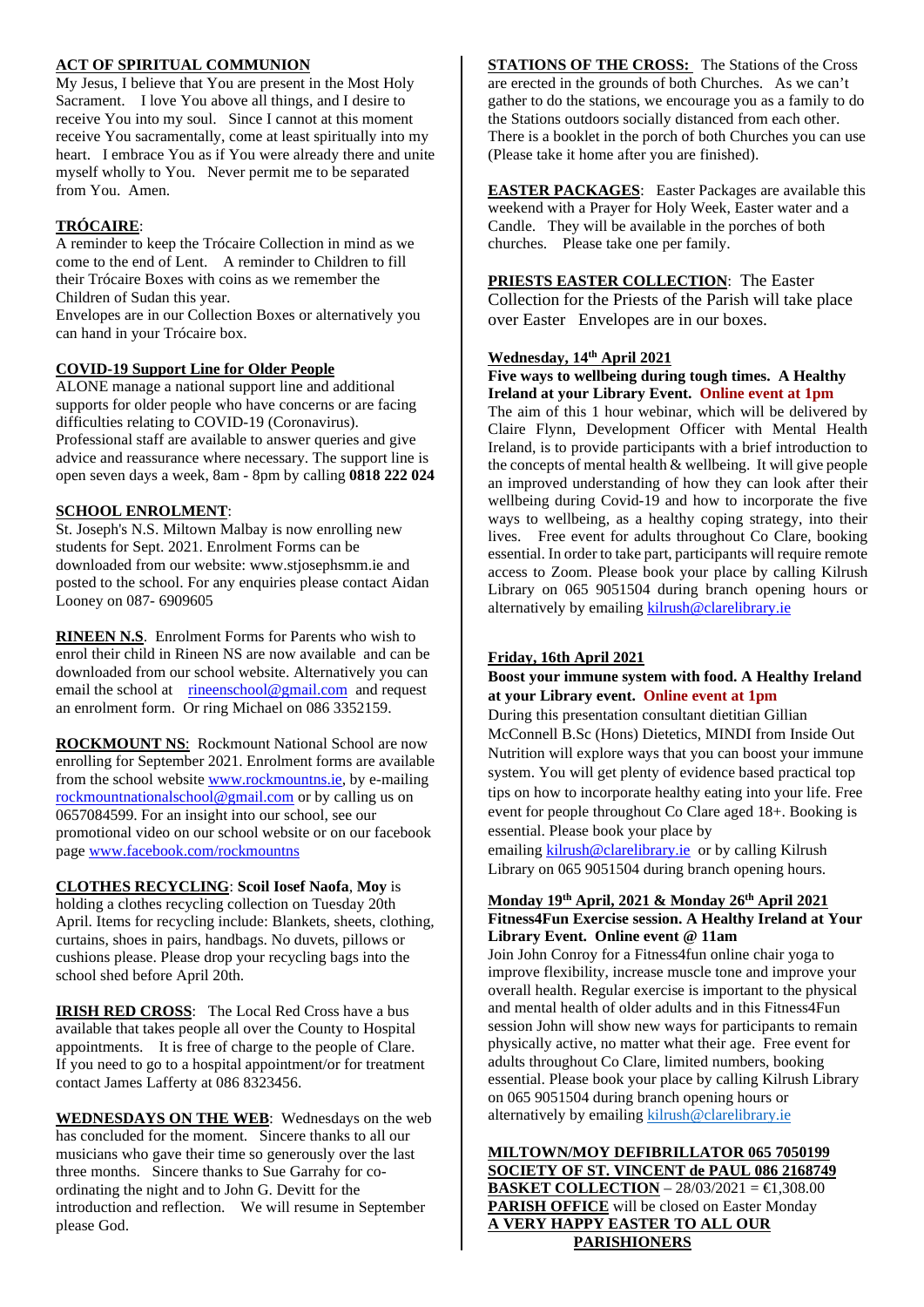**ACT OF SPIRITUAL COMMUNION**

My Jesus, I believe that You are present in the Most Holy Sacrament. I love You above all things, and I desire to receive You into my soul. Since I cannot at this moment receive You sacramentally, come at least spiritually into my heart. I embrace You as if You were already there and unite myself wholly to You. Never permit me to be separated from You. Amen.

**TRÓCAIRE**:

A reminder to keep the Trócaire Collection in mind as we come to the end of Lent. A reminder to Children to fill their Trócaire Boxes with coins as we remember the Children of Sudan this year.

Envelopes are in our Collection Boxes or alternatively you can hand in your Trócaire box.

**COVID-19 Support Line for Older People**

ALONE manage a national support line and additional supports for older people who have concerns or are facing difficulties relating to COVID-19 (Coronavirus). Professional staff are available to answer queries and give advice and reassurance where necessary. The support line is open seven days a week, 8am - 8pm by calling **0818 222 024**

**SCHOOL ENROLMENT**:

St. Joseph's N.S. Miltown Malbay is now enrolling new students for Sept. 2021. Enrolment Forms can be downloaded from our website: www.stjosephsmm.ie and posted to the school. For any enquiries please contact Aidan Looney on 087- 6909605

**RINEEN N.S**. Enrolment Forms for Parents who wish to enrol their child in Rineen NS are now available and can be downloaded from our school website. Alternatively you can email the school at rineenschool@gmail.com and request an enrolment form. Or ring Michael on 086 3352159.

**ROCKMOUNT NS**: Rockmount National School are now enrolling for September 2021. Enrolment forms are available from the school website www.rockmountns.ie, by e-mailing rockmountnationalschool@gmail.com or by calling us on 0657084599. For an insight into our school, see our promotional video on our school website or on our facebook page www.facebook.com/rockmountns

**CLOTHES RECYCLING**: **Scoil Iosef Naofa**, **Moy** is holding a clothes recycling collection on Tuesday 20th April. Items for recycling include: Blankets, sheets, clothing, curtains, shoes in pairs, handbags. No duvets, pillows or cushions please. Please drop your recycling bags into the school shed before April 20th.

**IRISH RED CROSS**: The Local Red Cross have a bus available that takes people all over the County to Hospital appointments. It is free of charge to the people of Clare. If you need to go to a hospital appointment/or for treatment contact James Lafferty at 086 8323456.

**WEDNESDAYS ON THE WEB**: Wednesdays on the web has concluded for the moment. Sincere thanks to all our musicians who gave their time so generously over the last three months. Sincere thanks to Sue Garrahy for co-ordinating the night and to John G. Devitt for the introduction and reflection. We will resume in September please God.

**STATIONS OF THE CROSS:** The Stations of the Cross are erected in the grounds of both Churches. As we can't gather to do the stations, we encourage you as a family to do the Stations outdoors socially distanced from each other. There is a booklet in the porch of both Churches you can use (Please take it home after you are finished).

**EASTER PACKAGES**: Easter Packages are available this weekend with a Prayer for Holy Week, Easter water and a Candle. They will be available in the porches of both churches. Please take one per family.

**PRIESTS EASTER COLLECTION**: The Easter Collection for the Priests of the Parish will take place over Easter Envelopes are in our boxes.

**Wednesday, 14th April 2021**

**Five ways to wellbeing during tough times. A Healthy Ireland at your Library Event. Online event at 1pm**

The aim of this 1 hour webinar, which will be delivered by Claire Flynn, Development Officer with Mental Health Ireland, is to provide participants with a brief introduction to the concepts of mental health & wellbeing. It will give people an improved understanding of how they can look after their wellbeing during Covid-19 and how to incorporate the five ways to wellbeing, as a healthy coping strategy, into their lives. Free event for adults throughout Co Clare, booking essential. In order to take part, participants will require remote access to Zoom. Please book your place by calling Kilrush Library on 065 9051504 during branch opening hours or alternatively by emailing kilrush@clarelibrary.ie

**Friday, 16th April 2021**

**Boost your immune system with food. A Healthy Ireland at your Library event. Online event at 1pm**

During this presentation consultant dietitian Gillian McConnell B.Sc (Hons) Dietetics, MINDI from Inside Out Nutrition will explore ways that you can boost your immune system. You will get plenty of evidence based practical top tips on how to incorporate healthy eating into your life. Free event for people throughout Co Clare aged 18+. Booking is essential. Please book your place by emailing kilrush@clarelibrary.ie or by calling Kilrush Library on 065 9051504 during branch opening hours.

**Monday 19th April, 2021 & Monday 26th April 2021**

**Fitness4Fun Exercise session. A Healthy Ireland at Your Library Event. Online event @ 11am**

Join John Conroy for a Fitness4fun online chair yoga to improve flexibility, increase muscle tone and improve your overall health. Regular exercise is important to the physical and mental health of older adults and in this Fitness4Fun session John will show new ways for participants to remain physically active, no matter what their age. Free event for adults throughout Co Clare, limited numbers, booking essential. Please book your place by calling Kilrush Library on 065 9051504 during branch opening hours or alternatively by emailing kilrush@clarelibrary.ie

**MILTOWN/MOY DEFIBRILLATOR 065 7050199**

**SOCIETY OF ST. VINCENT de PAUL 086 2168749**

**BASKET COLLECTION** – 28/03/2021 = €1,308.00

**PARISH OFFICE** will be closed on Easter Monday

**A VERY HAPPY EASTER TO ALL OUR PARISHIONERS**